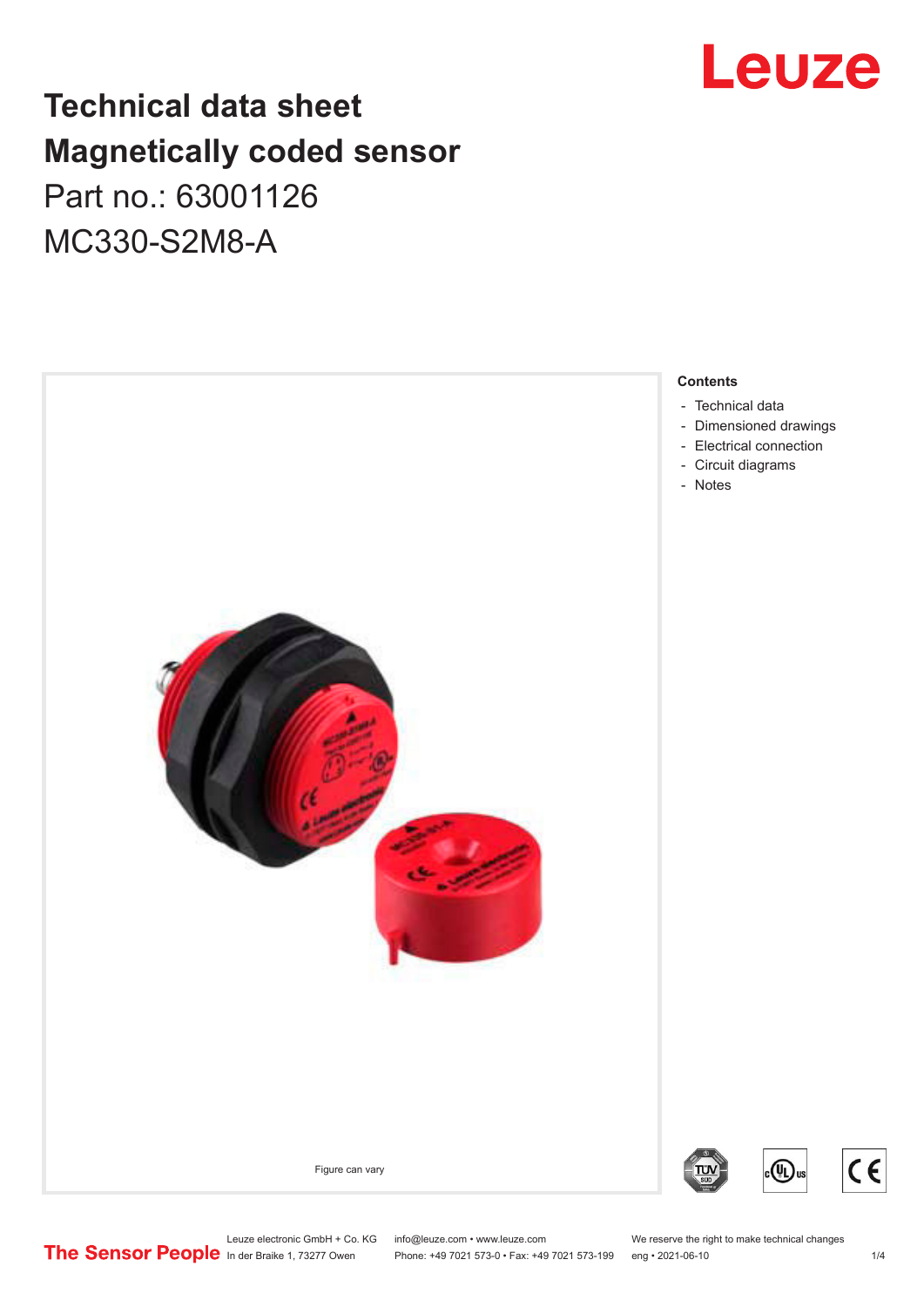# Technical data sheet
# Magnetically coded sensor

Part no.: 63001126

MC330-S2M8-A

Figure can vary

**Contents**

- Technical data
- Dimensioned drawings
- Electrical connection
- Circuit diagrams
- Notes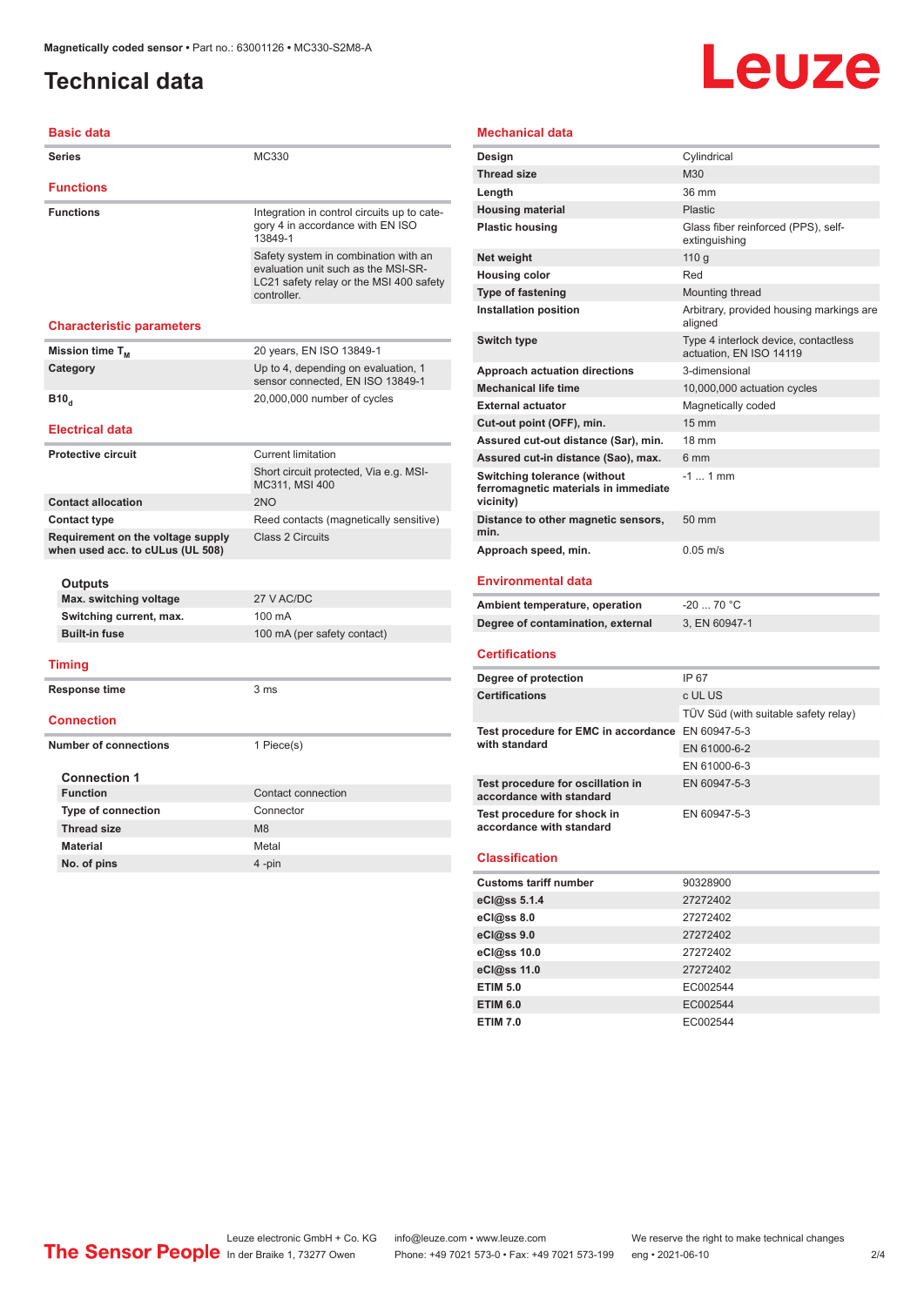Magnetically coded sensor • Part no.: 63001126 • MC330-S2M8-A

# Technical data

## Basic data

| | |
|---|---|
| **Series** | MC330 |

## Functions

| | |
|---|---|
| **Functions** | Integration in control circuits up to category 4 in accordance with EN ISO 13849-1 |
| | Safety system in combination with an evaluation unit such as the MSI-SR-LC21 safety relay or the MSI 400 safety controller. |

## Characteristic parameters

| | |
|---|---|
| **Mission time $T_M$** | 20 years, EN ISO 13849-1 |
| **Category** | Up to 4, depending on evaluation, 1 sensor connected, EN ISO 13849-1 |
| **$B10_d$** | 20,000,000 number of cycles |

## Electrical data

| | |
|---|---|
| **Protective circuit** | Current limitation |
| | Short circuit protected, Via e.g. MSI-MC311, MSI 400 |
| **Contact allocation** | 2NO |
| **Contact type** | Reed contacts (magnetically sensitive) |
| **Requirement on the voltage supply when used acc. to cULus (UL 508)** | Class 2 Circuits |

### Outputs

| | |
|---|---|
| **Max. switching voltage** | 27 V AC/DC |
| **Switching current, max.** | 100 mA |
| **Built-in fuse** | 100 mA (per safety contact) |

## Timing

| | |
|---|---|
| **Response time** | 3 ms |

## Connection

| | |
|---|---|
| **Number of connections** | 1 Piece(s) |

### Connection 1

| | |
|---|---|
| **Function** | Contact connection |
| **Type of connection** | Connector |
| **Thread size** | M8 |
| **Material** | Metal |
| **No. of pins** | 4 -pin |

## Mechanical data

| | |
|---|---|
| **Design** | Cylindrical |
| **Thread size** | M30 |
| **Length** | 36 mm |
| **Housing material** | Plastic |
| **Plastic housing** | Glass fiber reinforced (PPS), self-extinguishing |
| **Net weight** | 110 g |
| **Housing color** | Red |
| **Type of fastening** | Mounting thread |
| **Installation position** | Arbitrary, provided housing markings are aligned |
| **Switch type** | Type 4 interlock device, contactless actuation, EN ISO 14119 |
| **Approach actuation directions** | 3-dimensional |
| **Mechanical life time** | 10,000,000 actuation cycles |
| **External actuator** | Magnetically coded |
| **Cut-out point (OFF), min.** | 15 mm |
| **Assured cut-out distance (Sar), min.** | 18 mm |
| **Assured cut-in distance (Sao), max.** | 6 mm |
| **Switching tolerance (without ferromagnetic materials in immediate vicinity)** | -1 ... 1 mm |
| **Distance to other magnetic sensors, min.** | 50 mm |
| **Approach speed, min.** | 0.05 m/s |

## Environmental data

| | |
|---|---|
| **Ambient temperature, operation** | -20 ... 70 °C |
| **Degree of contamination, external** | 3, EN 60947-1 |

## Certifications

| | |
|---|---|
| **Degree of protection** | IP 67 |
| **Certifications** | c UL US |
| | TÜV Süd (with suitable safety relay) |
| **Test procedure for EMC in accordance with standard** | EN 60947-5-3 |
| | EN 61000-6-2 |
| | EN 61000-6-3 |
| **Test procedure for oscillation in accordance with standard** | EN 60947-5-3 |
| **Test procedure for shock in accordance with standard** | EN 60947-5-3 |

## Classification

| | |
|---|---|
| **Customs tariff number** | 90328900 |
| **eCl@ss 5.1.4** | 27272402 |
| **eCl@ss 8.0** | 27272402 |
| **eCl@ss 9.0** | 27272402 |
| **eCl@ss 10.0** | 27272402 |
| **eCl@ss 11.0** | 27272402 |
| **ETIM 5.0** | EC002544 |
| **ETIM 6.0** | EC002544 |
| **ETIM 7.0** | EC002544 |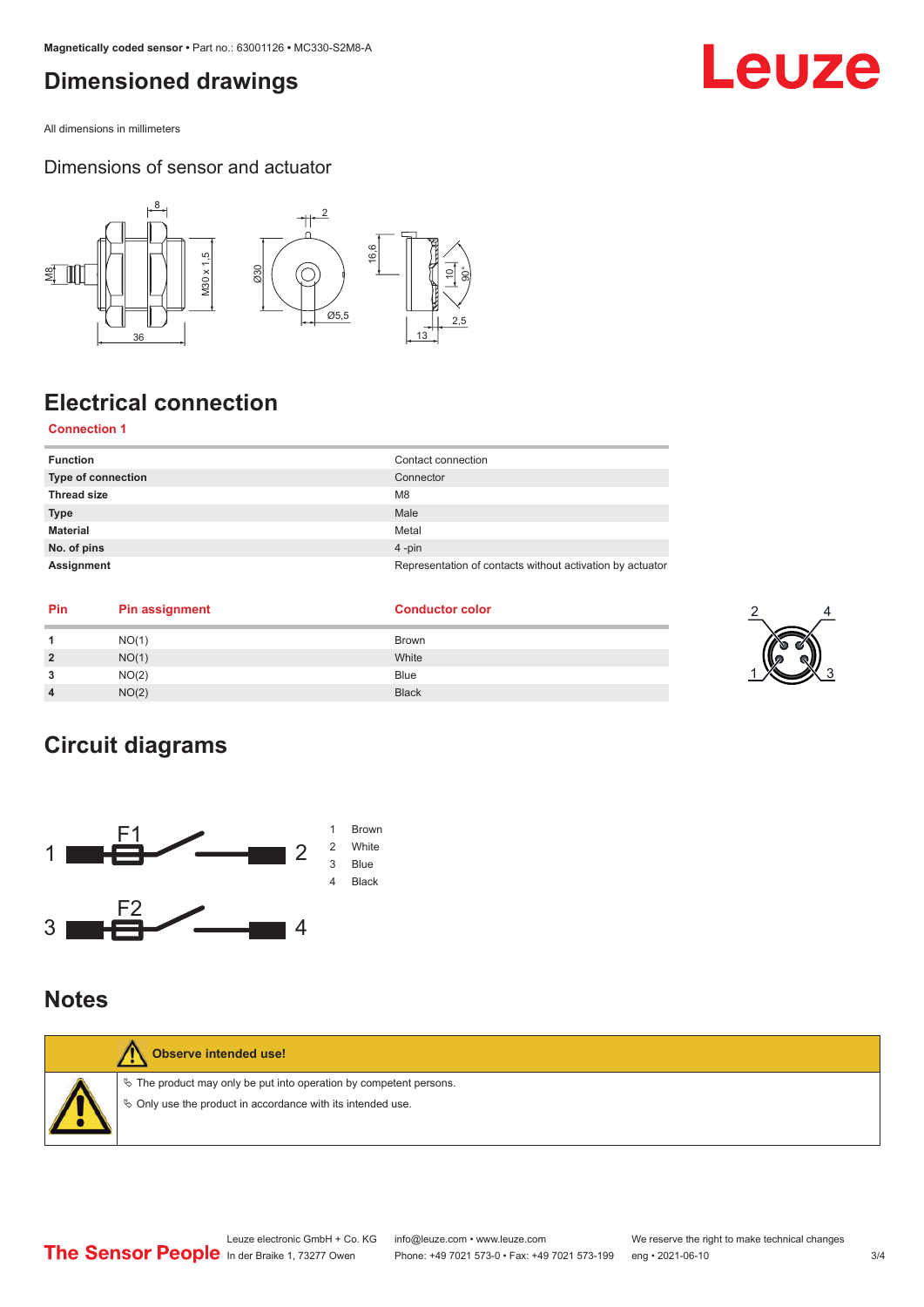# Dimensioned drawings

All dimensions in millimeters

## Dimensions of sensor and actuator

# Electrical connection

**Connection 1**

| | |
|---|---|
| **Function** | Contact connection |
| **Type of connection** | Connector |
| **Thread size** | M8 |
| **Type** | Male |
| **Material** | Metal |
| **No. of pins** | 4 -pin |
| **Assignment** | Representation of contacts without activation by actuator |

| Pin | Pin assignment | Conductor color |
|---|---|---|
| **1** | NO(1) | Brown |
| **2** | NO(1) | White |
| **3** | NO(2) | Blue |
| **4** | NO(2) | Black |

# Circuit diagrams

1 Brown
2 White
3 Blue
4 Black

# Notes

**Observe intended use!**

- The product may only be put into operation by competent persons.
- Only use the product in accordance with its intended use.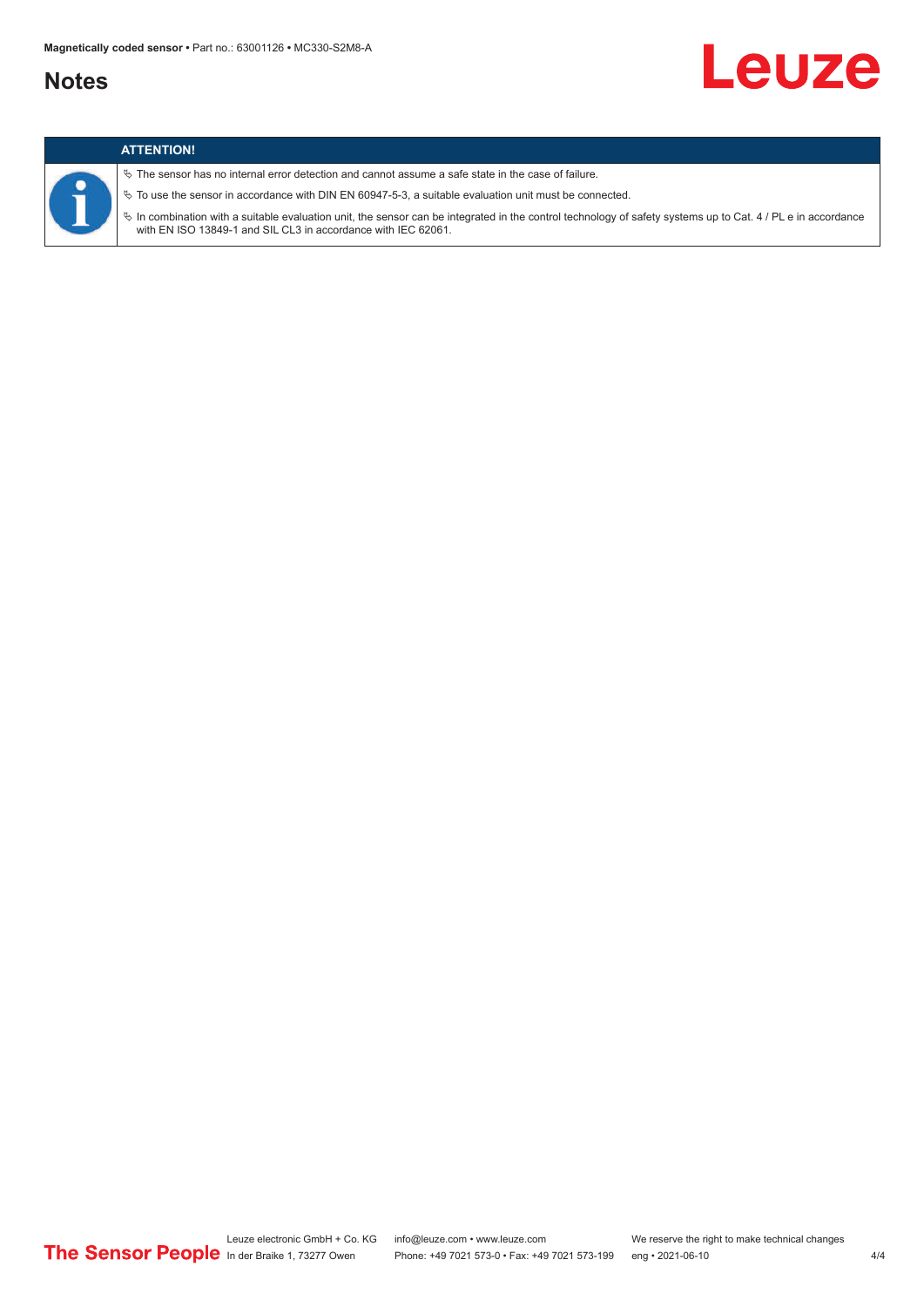## Notes

**ATTENTION!**

- The sensor has no internal error detection and cannot assume a safe state in the case of failure.
- To use the sensor in accordance with DIN EN 60947-5-3, a suitable evaluation unit must be connected.
- In combination with a suitable evaluation unit, the sensor can be integrated in the control technology of safety systems up to Cat. 4 / PL e in accordance with EN ISO 13849-1 and SIL CL3 in accordance with IEC 62061.